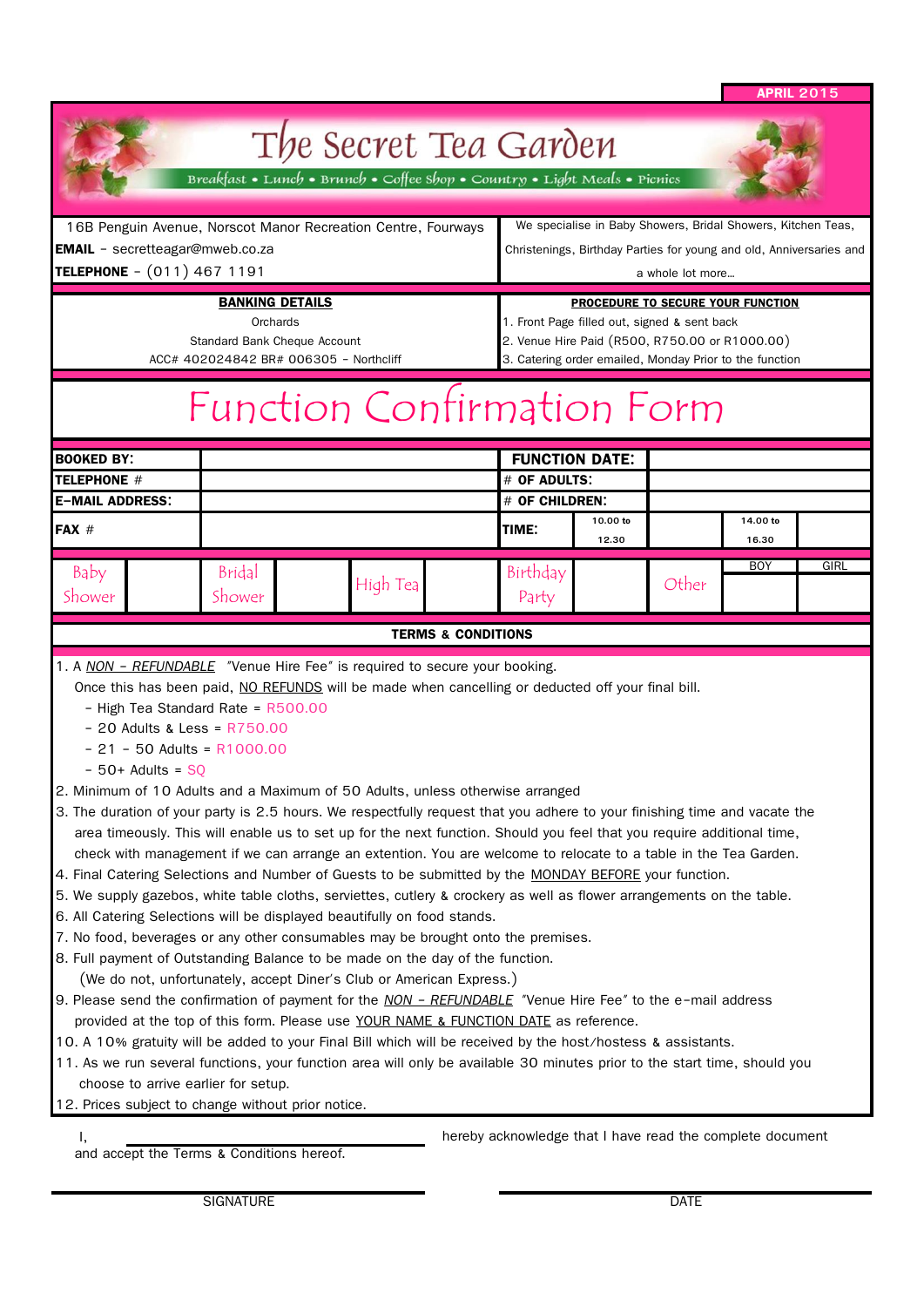APRIL 2015

# The Secret Tea Garden

Breakfast • Lunch • Brunch • Coffee Shop • Country • Light Meals • Picnics

16B Penguin Avenue, Norscot Manor Recreation Centre, Fourways
**EMAIL** - secretteagar@mweb.co.za
**TELEPHONE** - (011) 467 1191

We specialise in Baby Showers, Bridal Showers, Kitchen Teas, Christenings, Birthday Parties for young and old, Anniversaries and a whole lot more...

**BANKING DETAILS**
Orchards
Standard Bank Cheque Account
ACC# 402024842 BR# 006305 - Northcliff

**PROCEDURE TO SECURE YOUR FUNCTION**
1. Front Page filled out, signed & sent back
2. Venue Hire Paid (R500, R750.00 or R1000.00)
3. Catering order emailed, Monday Prior to the function

# Function Confirmation Form

| **BOOKED BY:** | | **FUNCTION DATE:** | | | |
|---|---|---|---|---|---|
| **TELEPHONE** # | | # **OF ADULTS:** | | | |
| **E-MAIL ADDRESS:** | | # **OF CHILDREN:** | | | |
| **FAX** # | | **TIME:** | 10.00 to 12.30 | | 14.00 to 16.30 |

| Baby Shower | | Bridal Shower | | High Tea | | Birthday Party | | Other | BOY | GIRL |
|---|---|---|---|---|---|---|---|---|---|---|
| | | | | | | | | | | |

## TERMS & CONDITIONS

1. A *NON - REFUNDABLE* "Venue Hire Fee" is required to secure your booking.
   Once this has been paid, NO REFUNDS will be made when cancelling or deducted off your final bill.
   - High Tea Standard Rate = R500.00
   - 20 Adults & Less = R750.00
   - 21 - 50 Adults = R1000.00
   - 50+ Adults = SQ
2. Minimum of 10 Adults and a Maximum of 50 Adults, unless otherwise arranged
3. The duration of your party is 2.5 hours. We respectfully request that you adhere to your finishing time and vacate the area timeously. This will enable us to set up for the next function. Should you feel that you require additional time, check with management if we can arrange an extention. You are welcome to relocate to a table in the Tea Garden.
4. Final Catering Selections and Number of Guests to be submitted by the MONDAY BEFORE your function.
5. We supply gazebos, white table cloths, serviettes, cutlery & crockery as well as flower arrangements on the table.
6. All Catering Selections will be displayed beautifully on food stands.
7. No food, beverages or any other consumables may be brought onto the premises.
8. Full payment of Outstanding Balance to be made on the day of the function.
   (We do not, unfortunately, accept Diner's Club or American Express.)
9. Please send the confirmation of payment for the *NON - REFUNDABLE* "Venue Hire Fee" to the e-mail address provided at the top of this form. Please use YOUR NAME & FUNCTION DATE as reference.
10. A 10% gratuity will be added to your Final Bill which will be received by the host/hostess & assistants.
11. As we run several functions, your function area will only be available 30 minutes prior to the start time, should you choose to arrive earlier for setup.
12. Prices subject to change without prior notice.

I, ______________________ hereby acknowledge that I have read the complete document and accept the Terms & Conditions hereof.

______________________ SIGNATURE

______________________ DATE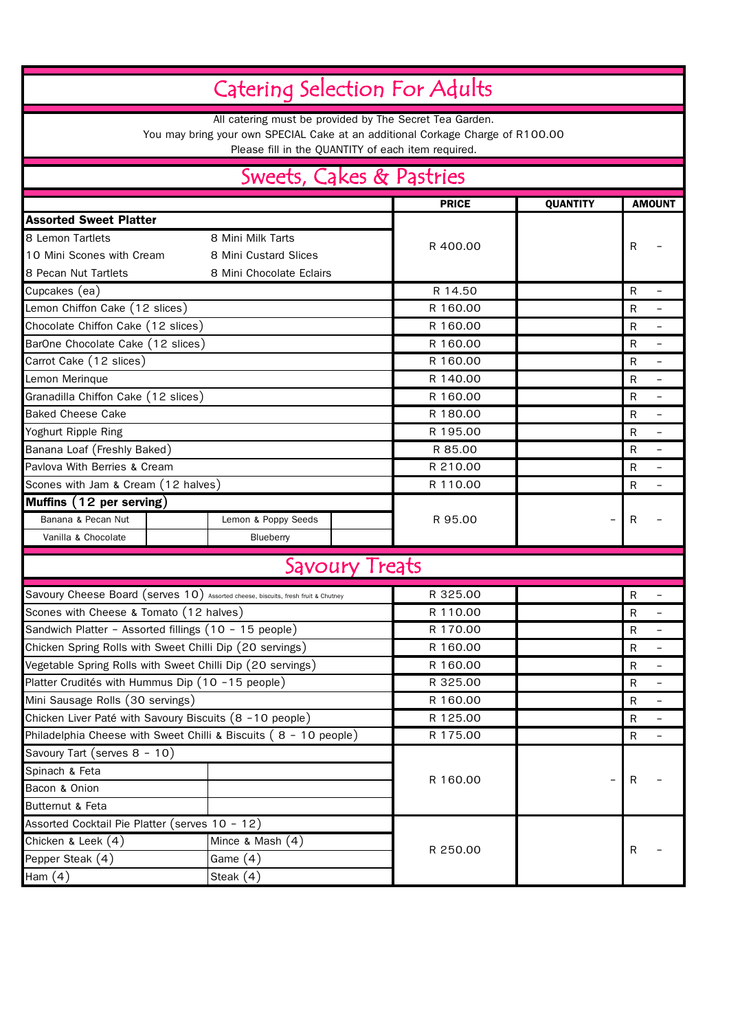# Catering Selection For Adults

All catering must be provided by The Secret Tea Garden.
You may bring your own SPECIAL Cake at an additional Corkage Charge of R100.00
Please fill in the QUANTITY of each item required.

## Sweets, Cakes & Pastries

| | | PRICE | QUANTITY | AMOUNT |
|---|---|---|---|---|
| **Assorted Sweet Platter** | | R 400.00 | | R - |
| 8 Lemon Tartlets | 8 Mini Milk Tarts | | | |
| 10 Mini Scones with Cream | 8 Mini Custard Slices | | | |
| 8 Pecan Nut Tartlets | 8 Mini Chocolate Eclairs | | | |
| Cupcakes (ea) | | R 14.50 | | R - |
| Lemon Chiffon Cake (12 slices) | | R 160.00 | | R - |
| Chocolate Chiffon Cake (12 slices) | | R 160.00 | | R - |
| BarOne Chocolate Cake (12 slices) | | R 160.00 | | R - |
| Carrot Cake (12 slices) | | R 160.00 | | R - |
| Lemon Merinque | | R 140.00 | | R - |
| Granadilla Chiffon Cake (12 slices) | | R 160.00 | | R - |
| Baked Cheese Cake | | R 180.00 | | R - |
| Yoghurt Ripple Ring | | R 195.00 | | R - |
| Banana Loaf (Freshly Baked) | | R 85.00 | | R - |
| Pavlova With Berries & Cream | | R 210.00 | | R - |
| Scones with Jam & Cream (12 halves) | | R 110.00 | | R - |
| **Muffins (12 per serving)** | | R 95.00 | - | R - |
| Banana & Pecan Nut | Lemon & Poppy Seeds | | | |
| Vanilla & Chocolate | Blueberry | | | |

## Savoury Treats

| | | PRICE | QUANTITY | AMOUNT |
|---|---|---|---|---|
| Savoury Cheese Board (serves 10) Assorted cheese, biscuits, fresh fruit & Chutney | | R 325.00 | | R - |
| Scones with Cheese & Tomato (12 halves) | | R 110.00 | | R - |
| Sandwich Platter - Assorted fillings (10 - 15 people) | | R 170.00 | | R - |
| Chicken Spring Rolls with Sweet Chilli Dip (20 servings) | | R 160.00 | | R - |
| Vegetable Spring Rolls with Sweet Chilli Dip (20 servings) | | R 160.00 | | R - |
| Platter Crudités with Hummus Dip (10 -15 people) | | R 325.00 | | R - |
| Mini Sausage Rolls (30 servings) | | R 160.00 | | R - |
| Chicken Liver Paté with Savoury Biscuits (8 -10 people) | | R 125.00 | | R - |
| Philadelphia Cheese with Sweet Chilli & Biscuits ( 8 - 10 people) | | R 175.00 | | R - |
| Savoury Tart (serves 8 - 10) | | R 160.00 | - | R - |
| Spinach & Feta | | | | |
| Bacon & Onion | | | | |
| Butternut & Feta | | | | |
| Assorted Cocktail Pie Platter (serves 10 - 12) | | R 250.00 | | R - |
| Chicken & Leek (4) | Mince & Mash (4) | | | |
| Pepper Steak (4) | Game (4) | | | |
| Ham (4) | Steak (4) | | | |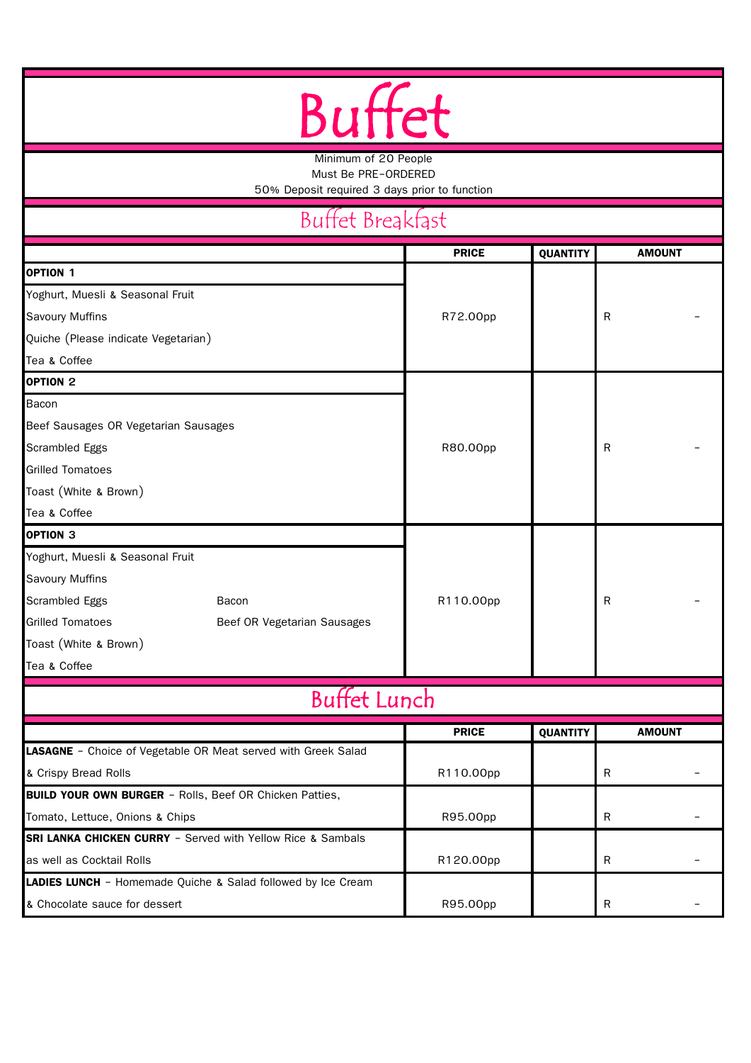# Buffet

Minimum of 20 People
Must Be PRE-ORDERED
50% Deposit required 3 days prior to function

## Buffet Breakfast

| | PRICE | QUANTITY | AMOUNT |
|---|---|---|---|
| **OPTION 1** | | | |
| Yoghurt, Muesli & Seasonal Fruit<br>Savoury Muffins<br>Quiche (Please indicate Vegetarian)<br>Tea & Coffee | R72.00pp | | R - |
| **OPTION 2** | | | |
| Bacon<br>Beef Sausages OR Vegetarian Sausages<br>Scrambled Eggs<br>Grilled Tomatoes<br>Toast (White & Brown)<br>Tea & Coffee | R80.00pp | | R - |
| **OPTION 3** | | | |
| Yoghurt, Muesli & Seasonal Fruit<br>Savoury Muffins<br>Scrambled Eggs, Bacon<br>Grilled Tomatoes, Beef OR Vegetarian Sausages<br>Toast (White & Brown)<br>Tea & Coffee | R110.00pp | | R - |

## Buffet Lunch

| | PRICE | QUANTITY | AMOUNT |
|---|---|---|---|
| **LASAGNE** - Choice of Vegetable OR Meat served with Greek Salad & Crispy Bread Rolls | R110.00pp | | R - |
| **BUILD YOUR OWN BURGER** - Rolls, Beef OR Chicken Patties, Tomato, Lettuce, Onions & Chips | R95.00pp | | R - |
| **SRI LANKA CHICKEN CURRY** - Served with Yellow Rice & Sambals as well as Cocktail Rolls | R120.00pp | | R - |
| **LADIES LUNCH** - Homemade Quiche & Salad followed by Ice Cream & Chocolate sauce for dessert | R95.00pp | | R - |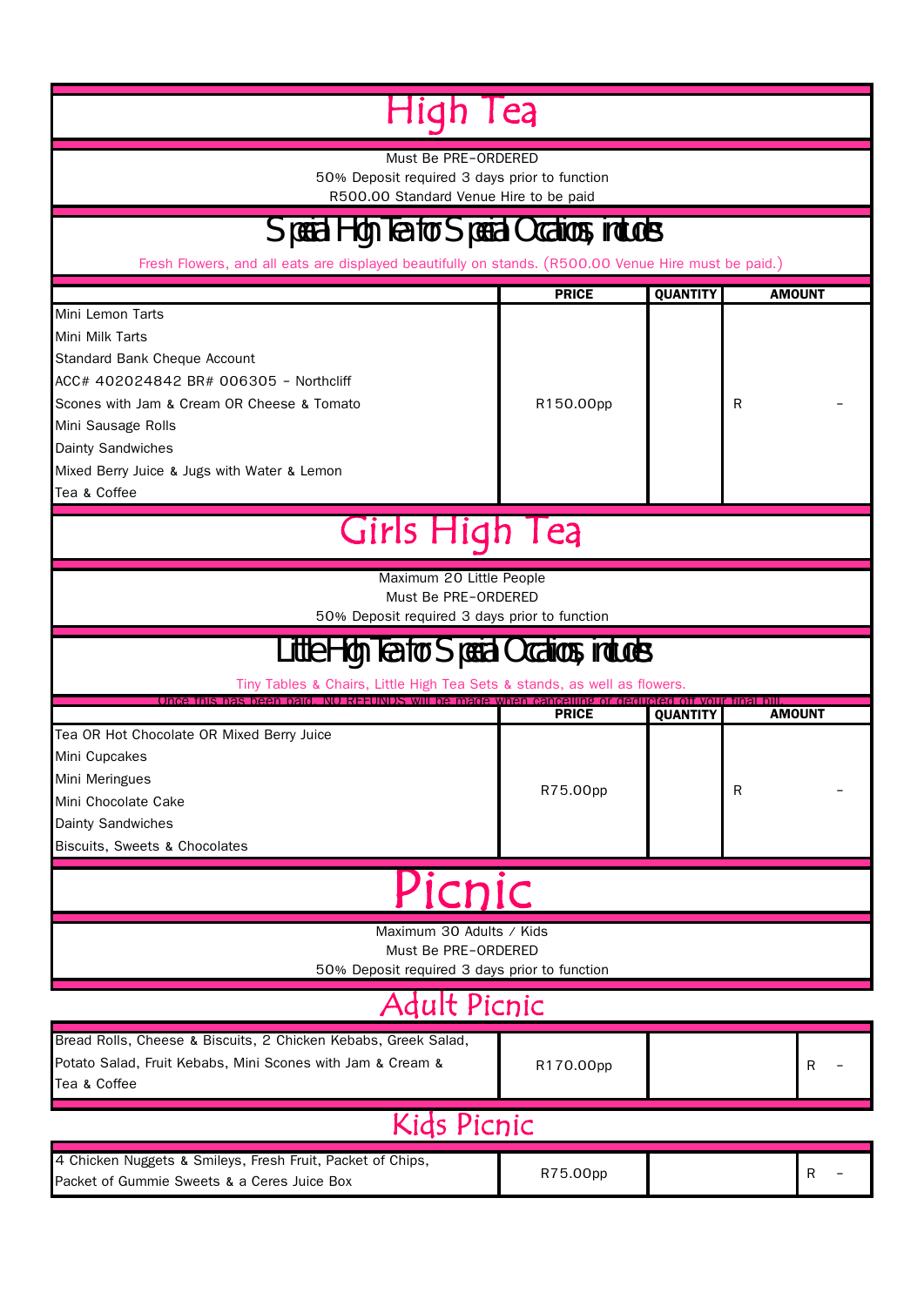# High Tea

Must Be PRE-ORDERED
50% Deposit required 3 days prior to function
R500.00 Standard Venue Hire to be paid

## Special High Tea for Special Occasions, includes

Fresh Flowers, and all eats are displayed beautifully on stands. (R500.00 Venue Hire must be paid.)

| | PRICE | QUANTITY | AMOUNT |
|---|---|---|---|
| Mini Lemon Tarts<br>Mini Milk Tarts<br>Standard Bank Cheque Account<br>ACC# 402024842 BR# 006305 - Northcliff<br>Scones with Jam & Cream OR Cheese & Tomato<br>Mini Sausage Rolls<br>Dainty Sandwiches<br>Mixed Berry Juice & Jugs with Water & Lemon<br>Tea & Coffee | R150.00pp | | R - |

# Girls High Tea

Maximum 20 Little People
Must Be PRE-ORDERED
50% Deposit required 3 days prior to function

## Little High Tea for Special Occasions, includes

Tiny Tables & Chairs, Little High Tea Sets & stands, as well as flowers.

Once this has been paid, NO REFUNDS will be made when cancelling or deducted off your final bill.

| | PRICE | QUANTITY | AMOUNT |
|---|---|---|---|
| Tea OR Hot Chocolate OR Mixed Berry Juice<br>Mini Cupcakes<br>Mini Meringues<br>Mini Chocolate Cake<br>Dainty Sandwiches<br>Biscuits, Sweets & Chocolates | R75.00pp | | R - |

# Picnic

Maximum 30 Adults / Kids
Must Be PRE-ORDERED
50% Deposit required 3 days prior to function

## Adult Picnic

| | | | |
|---|---|---|---|
| Bread Rolls, Cheese & Biscuits, 2 Chicken Kebabs, Greek Salad, Potato Salad, Fruit Kebabs, Mini Scones with Jam & Cream & Tea & Coffee | R170.00pp | | R - |

## Kids Picnic

| | | | |
|---|---|---|---|
| 4 Chicken Nuggets & Smileys, Fresh Fruit, Packet of Chips, Packet of Gummie Sweets & a Ceres Juice Box | R75.00pp | | R - |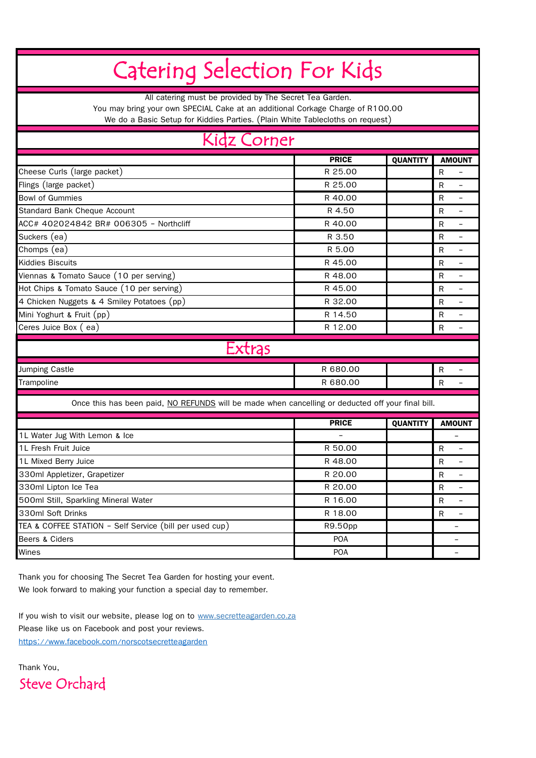# Catering Selection For Kids

All catering must be provided by The Secret Tea Garden.
You may bring your own SPECIAL Cake at an additional Corkage Charge of R100.00
We do a Basic Setup for Kiddies Parties. (Plain White Tablecloths on request)

## Kidz Corner

| | PRICE | QUANTITY | AMOUNT |
|---|---|---|---|
| Cheese Curls (large packet) | R 25.00 | | R - |
| Flings (large packet) | R 25.00 | | R - |
| Bowl of Gummies | R 40.00 | | R - |
| Standard Bank Cheque Account | R 4.50 | | R - |
| ACC# 402024842 BR# 006305 - Northcliff | R 40.00 | | R - |
| Suckers (ea) | R 3.50 | | R - |
| Chomps (ea) | R 5.00 | | R - |
| Kiddies Biscuits | R 45.00 | | R - |
| Viennas & Tomato Sauce (10 per serving) | R 48.00 | | R - |
| Hot Chips & Tomato Sauce (10 per serving) | R 45.00 | | R - |
| 4 Chicken Nuggets & 4 Smiley Potatoes (pp) | R 32.00 | | R - |
| Mini Yoghurt & Fruit (pp) | R 14.50 | | R - |
| Ceres Juice Box ( ea) | R 12.00 | | R - |

## Extras

| | | | |
|---|---|---|---|
| Jumping Castle | R 680.00 | | R - |
| Trampoline | R 680.00 | | R - |

Once this has been paid, NO REFUNDS will be made when cancelling or deducted off your final bill.

| | PRICE | QUANTITY | AMOUNT |
|---|---|---|---|
| 1L Water Jug With Lemon & Ice | - | | - |
| 1L Fresh Fruit Juice | R 50.00 | | R - |
| 1L Mixed Berry Juice | R 48.00 | | R - |
| 330ml Appletizer, Grapetizer | R 20.00 | | R - |
| 330ml Lipton Ice Tea | R 20.00 | | R - |
| 500ml Still, Sparkling Mineral Water | R 16.00 | | R - |
| 330ml Soft Drinks | R 18.00 | | R - |
| TEA & COFFEE STATION - Self Service (bill per used cup) | R9.50pp | | - |
| Beers & Ciders | POA | | - |
| Wines | POA | | - |

Thank you for choosing The Secret Tea Garden for hosting your event.
We look forward to making your function a special day to remember.

If you wish to visit our website, please log on to www.secretteagarden.co.za
Please like us on Facebook and post your reviews.
https://www.facebook.com/norscotsecretteagarden

Thank You,

Steve Orchard